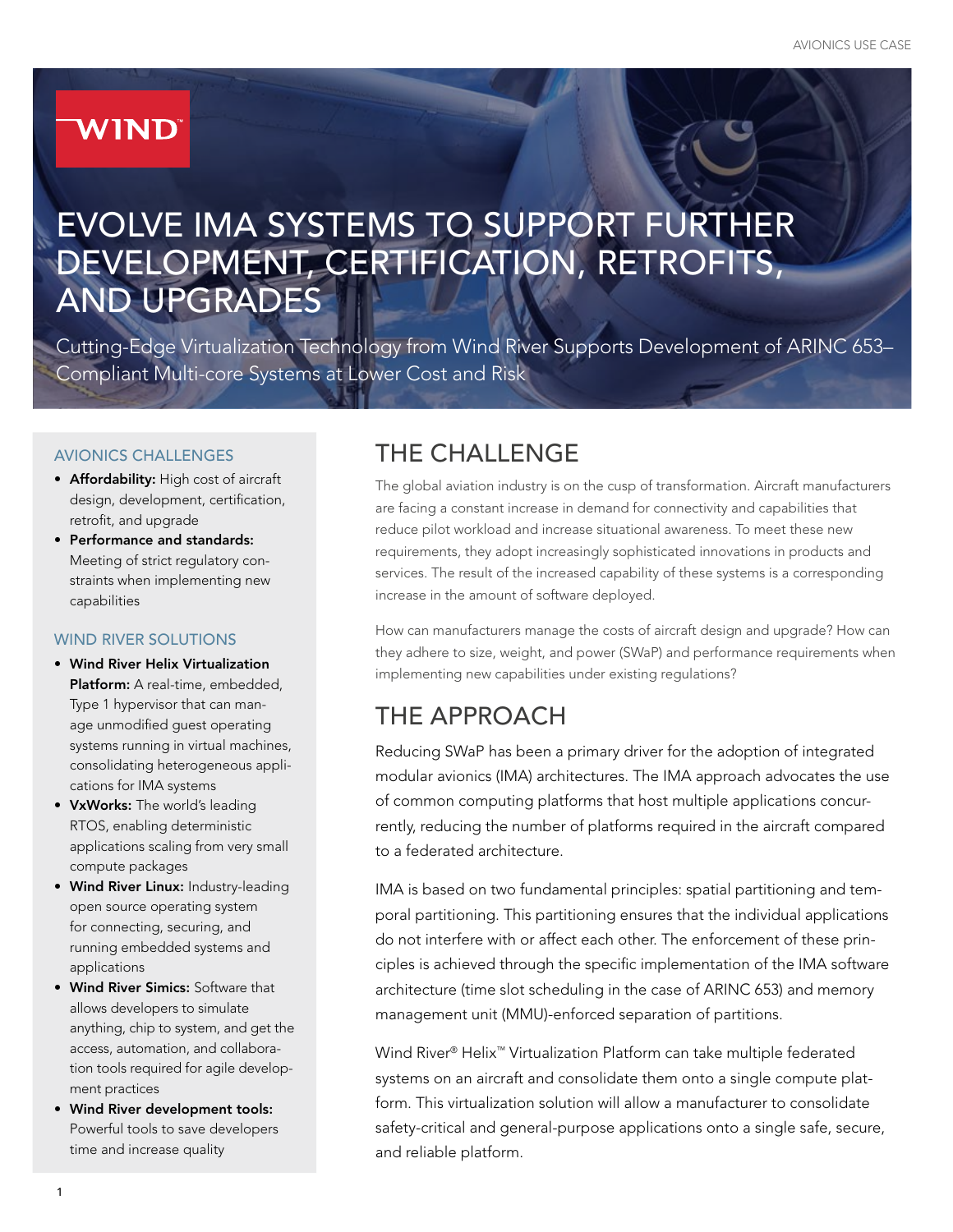# EVOLVE IMA SYSTEMS TO SUPPORT FURTHER DEVELOPMENT, CERTIFICATION, RETROFITS, AND UPGRADES

Cutting-Edge Virtualization Technology from Wind River Supports Development of ARINC 653–Compliant Multi-core Systems at Lower Cost and Risk

### AVIONICS CHALLENGES

- **Affordability:** High cost of aircraft design, development, certification, retrofit, and upgrade
- **Performance and standards:** Meeting of strict regulatory constraints when implementing new capabilities

### WIND RIVER SOLUTIONS

- **Wind River Helix Virtualization Platform:** A real-time, embedded, Type 1 hypervisor that can manage unmodified guest operating systems running in virtual machines, consolidating heterogeneous applications for IMA systems
- **VxWorks:** The world's leading RTOS, enabling deterministic applications scaling from very small compute packages
- **Wind River Linux:** Industry-leading open source operating system for connecting, securing, and running embedded systems and applications
- **Wind River Simics:** Software that allows developers to simulate anything, chip to system, and get the access, automation, and collaboration tools required for agile development practices
- **Wind River development tools:** Powerful tools to save developers time and increase quality

## THE CHALLENGE

The global aviation industry is on the cusp of transformation. Aircraft manufacturers are facing a constant increase in demand for connectivity and capabilities that reduce pilot workload and increase situational awareness. To meet these new requirements, they adopt increasingly sophisticated innovations in products and services. The result of the increased capability of these systems is a corresponding increase in the amount of software deployed.

How can manufacturers manage the costs of aircraft design and upgrade? How can they adhere to size, weight, and power (SWaP) and performance requirements when implementing new capabilities under existing regulations?

## THE APPROACH

Reducing SWaP has been a primary driver for the adoption of integrated modular avionics (IMA) architectures. The IMA approach advocates the use of common computing platforms that host multiple applications concurrently, reducing the number of platforms required in the aircraft compared to a federated architecture.

IMA is based on two fundamental principles: spatial partitioning and temporal partitioning. This partitioning ensures that the individual applications do not interfere with or affect each other. The enforcement of these principles is achieved through the specific implementation of the IMA software architecture (time slot scheduling in the case of ARINC 653) and memory management unit (MMU)-enforced separation of partitions.

Wind River® Helix™ Virtualization Platform can take multiple federated systems on an aircraft and consolidate them onto a single compute platform. This virtualization solution will allow a manufacturer to consolidate safety-critical and general-purpose applications onto a single safe, secure, and reliable platform.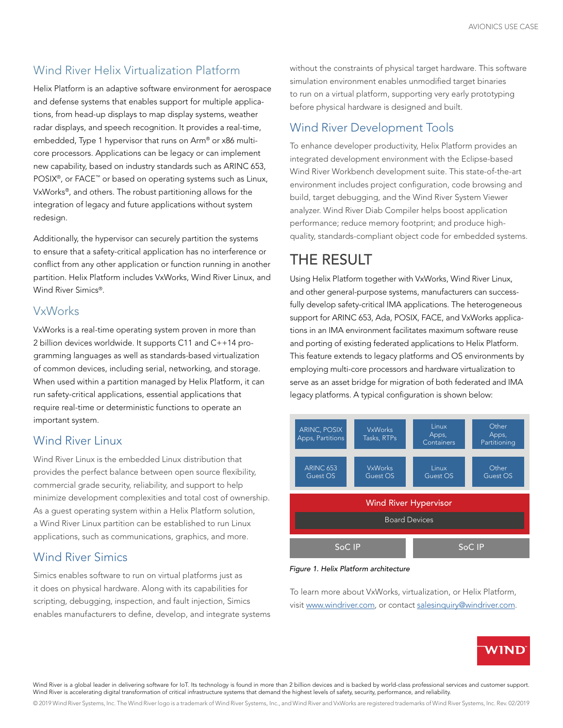## Wind River Helix Virtualization Platform

Helix Platform is an adaptive software environment for aerospace and defense systems that enables support for multiple applications, from head-up displays to map display systems, weather radar displays, and speech recognition. It provides a real-time, embedded, Type 1 hypervisor that runs on Arm® or x86 multi-core processors. Applications can be legacy or can implement new capability, based on industry standards such as ARINC 653, POSIX®, or FACE™ or based on operating systems such as Linux, VxWorks®, and others. The robust partitioning allows for the integration of legacy and future applications without system redesign.

Additionally, the hypervisor can securely partition the systems to ensure that a safety-critical application has no interference or conflict from any other application or function running in another partition. Helix Platform includes VxWorks, Wind River Linux, and Wind River Simics®.

## VxWorks

VxWorks is a real-time operating system proven in more than 2 billion devices worldwide. It supports C11 and C++14 programming languages as well as standards-based virtualization of common devices, including serial, networking, and storage. When used within a partition managed by Helix Platform, it can run safety-critical applications, essential applications that require real-time or deterministic functions to operate an important system.

## Wind River Linux

Wind River Linux is the embedded Linux distribution that provides the perfect balance between open source flexibility, commercial grade security, reliability, and support to help minimize development complexities and total cost of ownership. As a guest operating system within a Helix Platform solution, a Wind River Linux partition can be established to run Linux applications, such as communications, graphics, and more.

## Wind River Simics

Simics enables software to run on virtual platforms just as it does on physical hardware. Along with its capabilities for scripting, debugging, inspection, and fault injection, Simics enables manufacturers to define, develop, and integrate systems without the constraints of physical target hardware. This software simulation environment enables unmodified target binaries to run on a virtual platform, supporting very early prototyping before physical hardware is designed and built.

## Wind River Development Tools

To enhance developer productivity, Helix Platform provides an integrated development environment with the Eclipse-based Wind River Workbench development suite. This state-of-the-art environment includes project configuration, code browsing and build, target debugging, and the Wind River System Viewer analyzer. Wind River Diab Compiler helps boost application performance; reduce memory footprint; and produce high-quality, standards-compliant object code for embedded systems.

# THE RESULT

Using Helix Platform together with VxWorks, Wind River Linux, and other general-purpose systems, manufacturers can successfully develop safety-critical IMA applications. The heterogeneous support for ARINC 653, Ada, POSIX, FACE, and VxWorks applications in an IMA environment facilitates maximum software reuse and porting of existing federated applications to Helix Platform. This feature extends to legacy platforms and OS environments by employing multi-core processors and hardware virtualization to serve as an asset bridge for migration of both federated and IMA legacy platforms. A typical configuration is shown below:

ARINC, POSIX Apps, Partitions
VxWorks Tasks, RTPs
Linux Apps, Containers
Other Apps, Partitioning
ARINC 653 Guest OS
VxWorks Guest OS
Linux Guest OS
Other Guest OS
Wind River Hypervisor
Board Devices
SoC IP
SoC IP

*Figure 1. Helix Platform architecture*

To learn more about VxWorks, virtualization, or Helix Platform, visit www.windriver.com, or contact salesinquiry@windriver.com.

WIND

Wind River is a global leader in delivering software for IoT. Its technology is found in more than 2 billion devices and is backed by world-class professional services and customer support. Wind River is accelerating digital transformation of critical infrastructure systems that demand the highest levels of safety, security, performance, and reliability.

© 2019 Wind River Systems, Inc. The Wind River logo is a trademark of Wind River Systems, Inc., and Wind River and VxWorks are registered trademarks of Wind River Systems, Inc. Rev. 02/2019